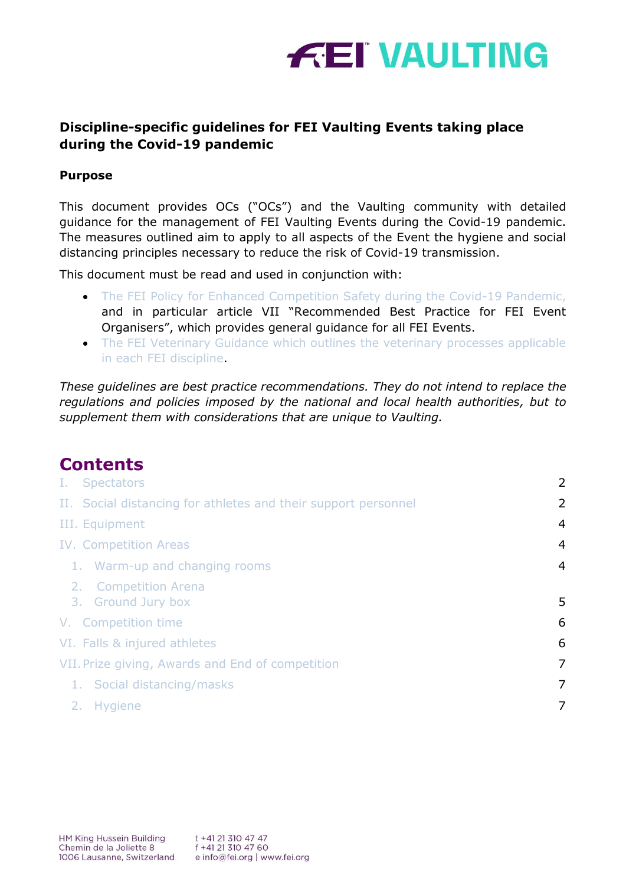FEI VAULTING

## Discipline-specific guidelines for FEI Vaulting Events taking place during the Covid-19 pandemic

### Purpose

This document provides OCs ("OCs") and the Vaulting community with detailed guidance for the management of FEI Vaulting Events during the Covid-19 pandemic. The measures outlined aim to apply to all aspects of the Event the hygiene and social distancing principles necessary to reduce the risk of Covid-19 transmission.

This document must be read and used in conjunction with:

- The FEI Policy for Enhanced Competition Safety during the Covid-19 Pandemic, and in particular article VII "Recommended Best Practice for FEI Event Organisers", which provides general guidance for all FEI Events.
- The FEI Veterinary Guidance which outlines the veterinary processes applicable in each FEI discipline.

*These guidelines are best practice recommendations. They do not intend to replace the regulations and policies imposed by the national and local health authorities, but to supplement them with considerations that are unique to Vaulting.*

## Contents

| | |
|---|---|
| I. Spectators | 2 |
| II. Social distancing for athletes and their support personnel | 2 |
| III. Equipment | 4 |
| IV. Competition Areas | 4 |
| 1. Warm-up and changing rooms | 4 |
| 2. Competition Arena | |
| 3. Ground Jury box | 5 |
| V. Competition time | 6 |
| VI. Falls & injured athletes | 6 |
| VII. Prize giving, Awards and End of competition | 7 |
| 1. Social distancing/masks | 7 |
| 2. Hygiene | 7 |

HM King Hussein Building
Chemin de la Joliette 8
1006 Lausanne, Switzerland

t +41 21 310 47 47
f +41 21 310 47 60
e info@fei.org | www.fei.org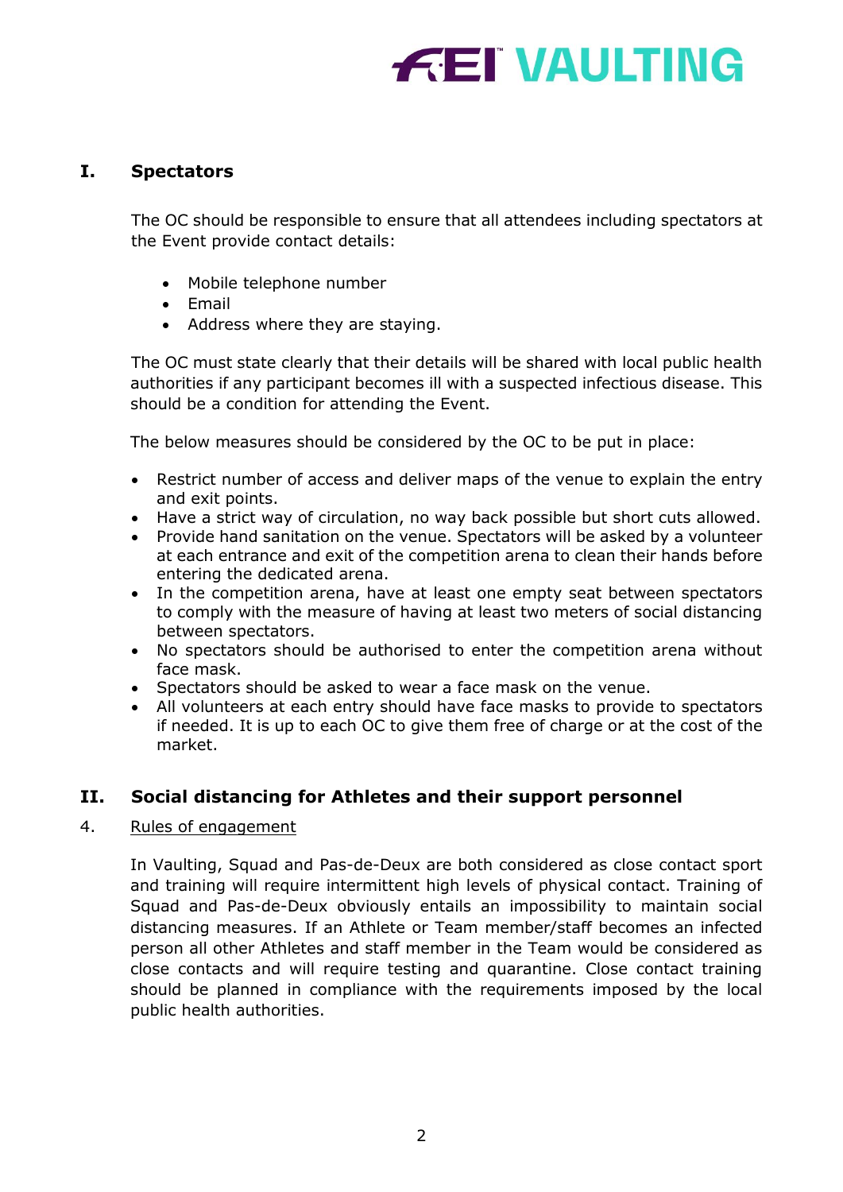## I. Spectators

The OC should be responsible to ensure that all attendees including spectators at the Event provide contact details:

- Mobile telephone number
- Email
- Address where they are staying.

The OC must state clearly that their details will be shared with local public health authorities if any participant becomes ill with a suspected infectious disease. This should be a condition for attending the Event.

The below measures should be considered by the OC to be put in place:

- Restrict number of access and deliver maps of the venue to explain the entry and exit points.
- Have a strict way of circulation, no way back possible but short cuts allowed.
- Provide hand sanitation on the venue. Spectators will be asked by a volunteer at each entrance and exit of the competition arena to clean their hands before entering the dedicated arena.
- In the competition arena, have at least one empty seat between spectators to comply with the measure of having at least two meters of social distancing between spectators.
- No spectators should be authorised to enter the competition arena without face mask.
- Spectators should be asked to wear a face mask on the venue.
- All volunteers at each entry should have face masks to provide to spectators if needed. It is up to each OC to give them free of charge or at the cost of the market.

## II. Social distancing for Athletes and their support personnel

### 4. Rules of engagement

In Vaulting, Squad and Pas-de-Deux are both considered as close contact sport and training will require intermittent high levels of physical contact. Training of Squad and Pas-de-Deux obviously entails an impossibility to maintain social distancing measures. If an Athlete or Team member/staff becomes an infected person all other Athletes and staff member in the Team would be considered as close contacts and will require testing and quarantine. Close contact training should be planned in compliance with the requirements imposed by the local public health authorities.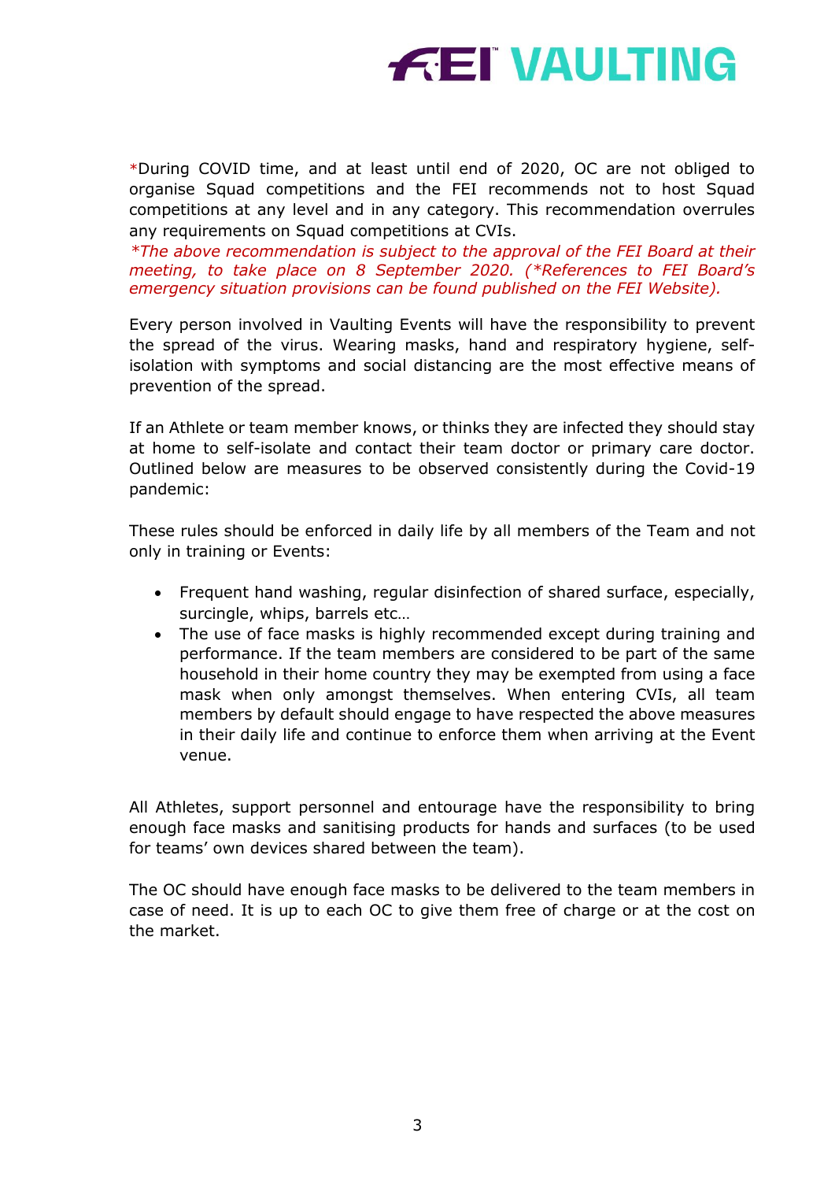*During COVID time, and at least until end of 2020, OC are not obliged to organise Squad competitions and the FEI recommends not to host Squad competitions at any level and in any category. This recommendation overrules any requirements on Squad competitions at CVIs.

*\*The above recommendation is subject to the approval of the FEI Board at their meeting, to take place on 8 September 2020. (\*References to FEI Board's emergency situation provisions can be found published on the FEI Website).*

Every person involved in Vaulting Events will have the responsibility to prevent the spread of the virus. Wearing masks, hand and respiratory hygiene, self-isolation with symptoms and social distancing are the most effective means of prevention of the spread.

If an Athlete or team member knows, or thinks they are infected they should stay at home to self-isolate and contact their team doctor or primary care doctor. Outlined below are measures to be observed consistently during the Covid-19 pandemic:

These rules should be enforced in daily life by all members of the Team and not only in training or Events:

- Frequent hand washing, regular disinfection of shared surface, especially, surcingle, whips, barrels etc…
- The use of face masks is highly recommended except during training and performance. If the team members are considered to be part of the same household in their home country they may be exempted from using a face mask when only amongst themselves. When entering CVIs, all team members by default should engage to have respected the above measures in their daily life and continue to enforce them when arriving at the Event venue.

All Athletes, support personnel and entourage have the responsibility to bring enough face masks and sanitising products for hands and surfaces (to be used for teams' own devices shared between the team).

The OC should have enough face masks to be delivered to the team members in case of need. It is up to each OC to give them free of charge or at the cost on the market.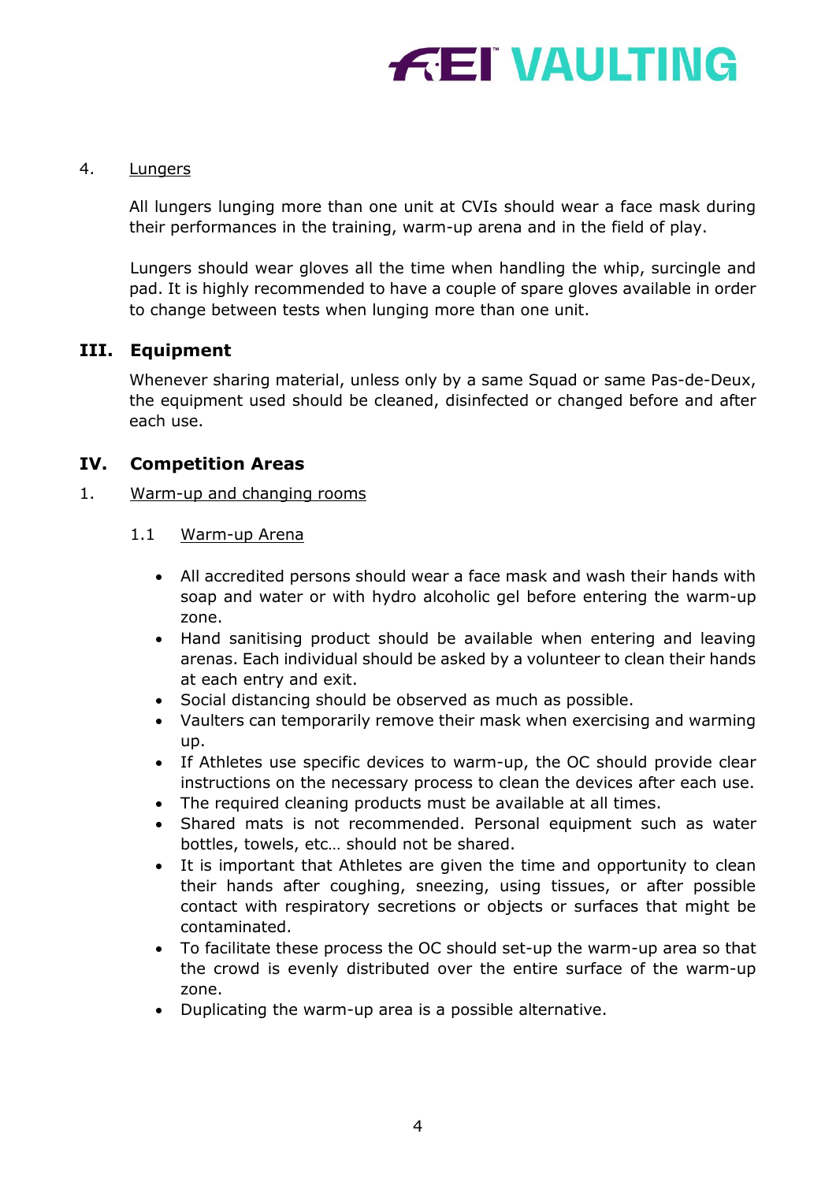4. Lungers

All lungers lunging more than one unit at CVIs should wear a face mask during their performances in the training, warm-up arena and in the field of play.

Lungers should wear gloves all the time when handling the whip, surcingle and pad. It is highly recommended to have a couple of spare gloves available in order to change between tests when lunging more than one unit.

## III. Equipment

Whenever sharing material, unless only by a same Squad or same Pas-de-Deux, the equipment used should be cleaned, disinfected or changed before and after each use.

## IV. Competition Areas

1. Warm-up and changing rooms

1.1 Warm-up Arena

- All accredited persons should wear a face mask and wash their hands with soap and water or with hydro alcoholic gel before entering the warm-up zone.
- Hand sanitising product should be available when entering and leaving arenas. Each individual should be asked by a volunteer to clean their hands at each entry and exit.
- Social distancing should be observed as much as possible.
- Vaulters can temporarily remove their mask when exercising and warming up.
- If Athletes use specific devices to warm-up, the OC should provide clear instructions on the necessary process to clean the devices after each use.
- The required cleaning products must be available at all times.
- Shared mats is not recommended. Personal equipment such as water bottles, towels, etc… should not be shared.
- It is important that Athletes are given the time and opportunity to clean their hands after coughing, sneezing, using tissues, or after possible contact with respiratory secretions or objects or surfaces that might be contaminated.
- To facilitate these process the OC should set-up the warm-up area so that the crowd is evenly distributed over the entire surface of the warm-up zone.
- Duplicating the warm-up area is a possible alternative.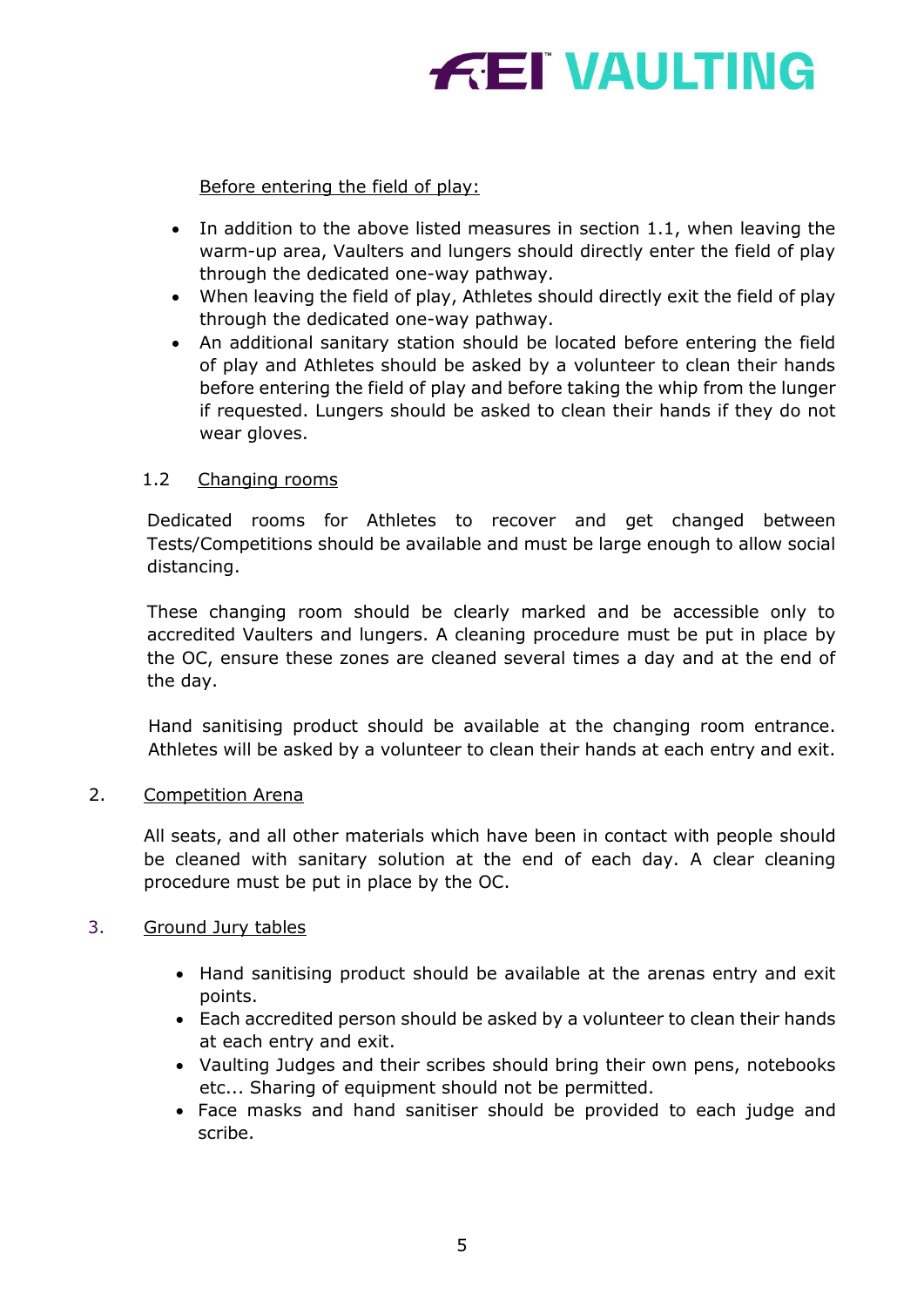Before entering the field of play:

- In addition to the above listed measures in section 1.1, when leaving the warm-up area, Vaulters and lungers should directly enter the field of play through the dedicated one-way pathway.
- When leaving the field of play, Athletes should directly exit the field of play through the dedicated one-way pathway.
- An additional sanitary station should be located before entering the field of play and Athletes should be asked by a volunteer to clean their hands before entering the field of play and before taking the whip from the lunger if requested. Lungers should be asked to clean their hands if they do not wear gloves.

### 1.2 Changing rooms

Dedicated rooms for Athletes to recover and get changed between Tests/Competitions should be available and must be large enough to allow social distancing.

These changing room should be clearly marked and be accessible only to accredited Vaulters and lungers. A cleaning procedure must be put in place by the OC, ensure these zones are cleaned several times a day and at the end of the day.

Hand sanitising product should be available at the changing room entrance. Athletes will be asked by a volunteer to clean their hands at each entry and exit.

## 2. Competition Arena

All seats, and all other materials which have been in contact with people should be cleaned with sanitary solution at the end of each day. A clear cleaning procedure must be put in place by the OC.

## 3. Ground Jury tables

- Hand sanitising product should be available at the arenas entry and exit points.
- Each accredited person should be asked by a volunteer to clean their hands at each entry and exit.
- Vaulting Judges and their scribes should bring their own pens, notebooks etc... Sharing of equipment should not be permitted.
- Face masks and hand sanitiser should be provided to each judge and scribe.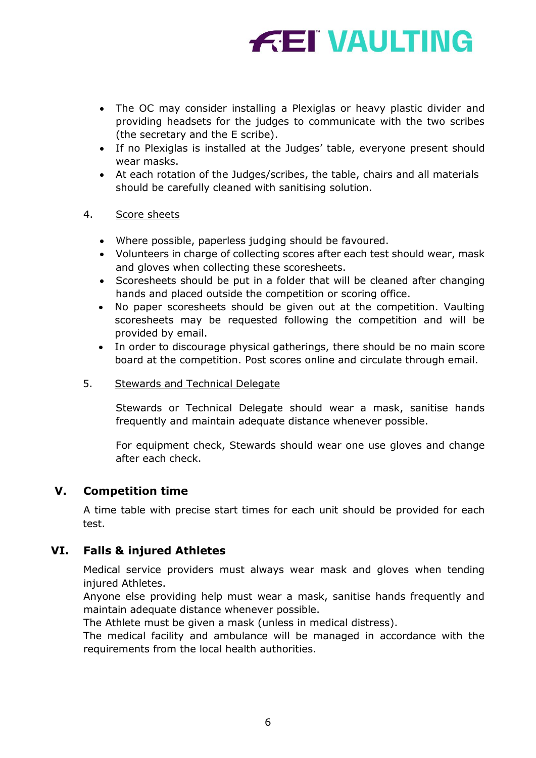- The OC may consider installing a Plexiglas or heavy plastic divider and providing headsets for the judges to communicate with the two scribes (the secretary and the E scribe).
- If no Plexiglas is installed at the Judges' table, everyone present should wear masks.
- At each rotation of the Judges/scribes, the table, chairs and all materials should be carefully cleaned with sanitising solution.

4. Score sheets

- Where possible, paperless judging should be favoured.
- Volunteers in charge of collecting scores after each test should wear, mask and gloves when collecting these scoresheets.
- Scoresheets should be put in a folder that will be cleaned after changing hands and placed outside the competition or scoring office.
- No paper scoresheets should be given out at the competition. Vaulting scoresheets may be requested following the competition and will be provided by email.
- In order to discourage physical gatherings, there should be no main score board at the competition. Post scores online and circulate through email.

5. Stewards and Technical Delegate

Stewards or Technical Delegate should wear a mask, sanitise hands frequently and maintain adequate distance whenever possible.

For equipment check, Stewards should wear one use gloves and change after each check.

## V. Competition time

A time table with precise start times for each unit should be provided for each test.

## VI. Falls & injured Athletes

Medical service providers must always wear mask and gloves when tending injured Athletes.
Anyone else providing help must wear a mask, sanitise hands frequently and maintain adequate distance whenever possible.
The Athlete must be given a mask (unless in medical distress).
The medical facility and ambulance will be managed in accordance with the requirements from the local health authorities.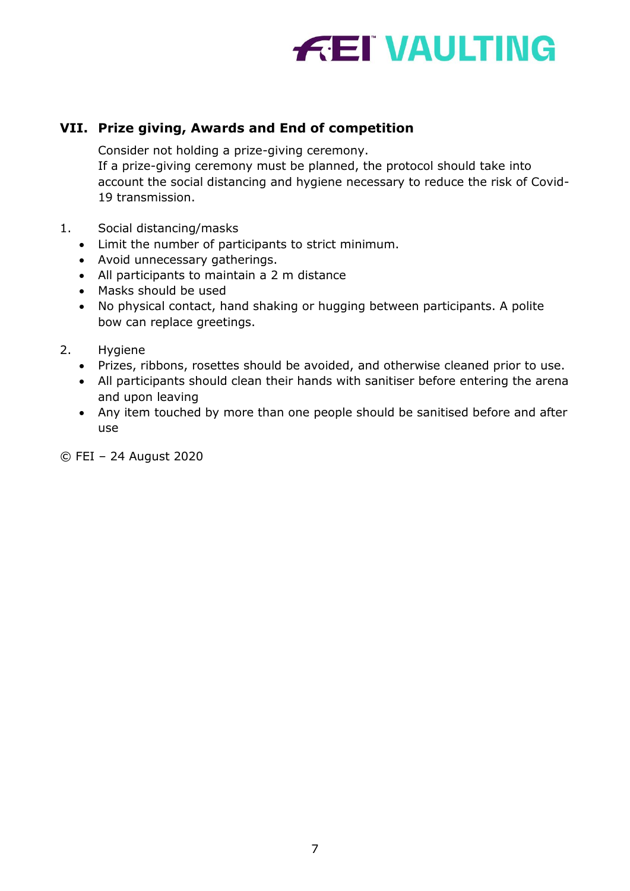## VII. Prize giving, Awards and End of competition

Consider not holding a prize-giving ceremony.
If a prize-giving ceremony must be planned, the protocol should take into account the social distancing and hygiene necessary to reduce the risk of Covid-19 transmission.

1. Social distancing/masks
   - Limit the number of participants to strict minimum.
   - Avoid unnecessary gatherings.
   - All participants to maintain a 2 m distance
   - Masks should be used
   - No physical contact, hand shaking or hugging between participants. A polite bow can replace greetings.

2. Hygiene
   - Prizes, ribbons, rosettes should be avoided, and otherwise cleaned prior to use.
   - All participants should clean their hands with sanitiser before entering the arena and upon leaving
   - Any item touched by more than one people should be sanitised before and after use

© FEI – 24 August 2020